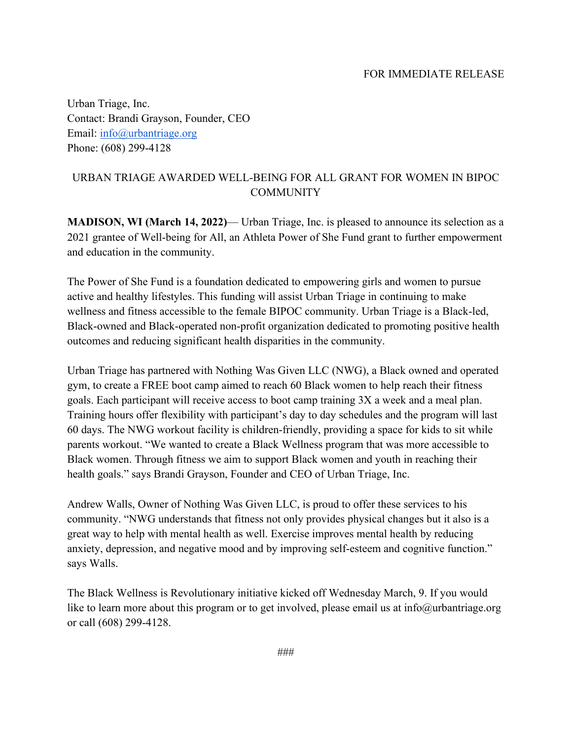FOR IMMEDIATE RELEASE

Urban Triage, Inc.
Contact: Brandi Grayson, Founder, CEO
Email: info@urbantriage.org
Phone: (608) 299-4128

# URBAN TRIAGE AWARDED WELL-BEING FOR ALL GRANT FOR WOMEN IN BIPOC COMMUNITY

**MADISON, WI (March 14, 2022)**— Urban Triage, Inc. is pleased to announce its selection as a 2021 grantee of Well-being for All, an Athleta Power of She Fund grant to further empowerment and education in the community.

The Power of She Fund is a foundation dedicated to empowering girls and women to pursue active and healthy lifestyles. This funding will assist Urban Triage in continuing to make wellness and fitness accessible to the female BIPOC community. Urban Triage is a Black-led, Black-owned and Black-operated non-profit organization dedicated to promoting positive health outcomes and reducing significant health disparities in the community.

Urban Triage has partnered with Nothing Was Given LLC (NWG), a Black owned and operated gym, to create a FREE boot camp aimed to reach 60 Black women to help reach their fitness goals. Each participant will receive access to boot camp training 3X a week and a meal plan. Training hours offer flexibility with participant's day to day schedules and the program will last 60 days. The NWG workout facility is children-friendly, providing a space for kids to sit while parents workout. "We wanted to create a Black Wellness program that was more accessible to Black women. Through fitness we aim to support Black women and youth in reaching their health goals." says Brandi Grayson, Founder and CEO of Urban Triage, Inc.

Andrew Walls, Owner of Nothing Was Given LLC, is proud to offer these services to his community. "NWG understands that fitness not only provides physical changes but it also is a great way to help with mental health as well. Exercise improves mental health by reducing anxiety, depression, and negative mood and by improving self-esteem and cognitive function." says Walls.

The Black Wellness is Revolutionary initiative kicked off Wednesday March, 9. If you would like to learn more about this program or to get involved, please email us at info@urbantriage.org or call (608) 299-4128.

###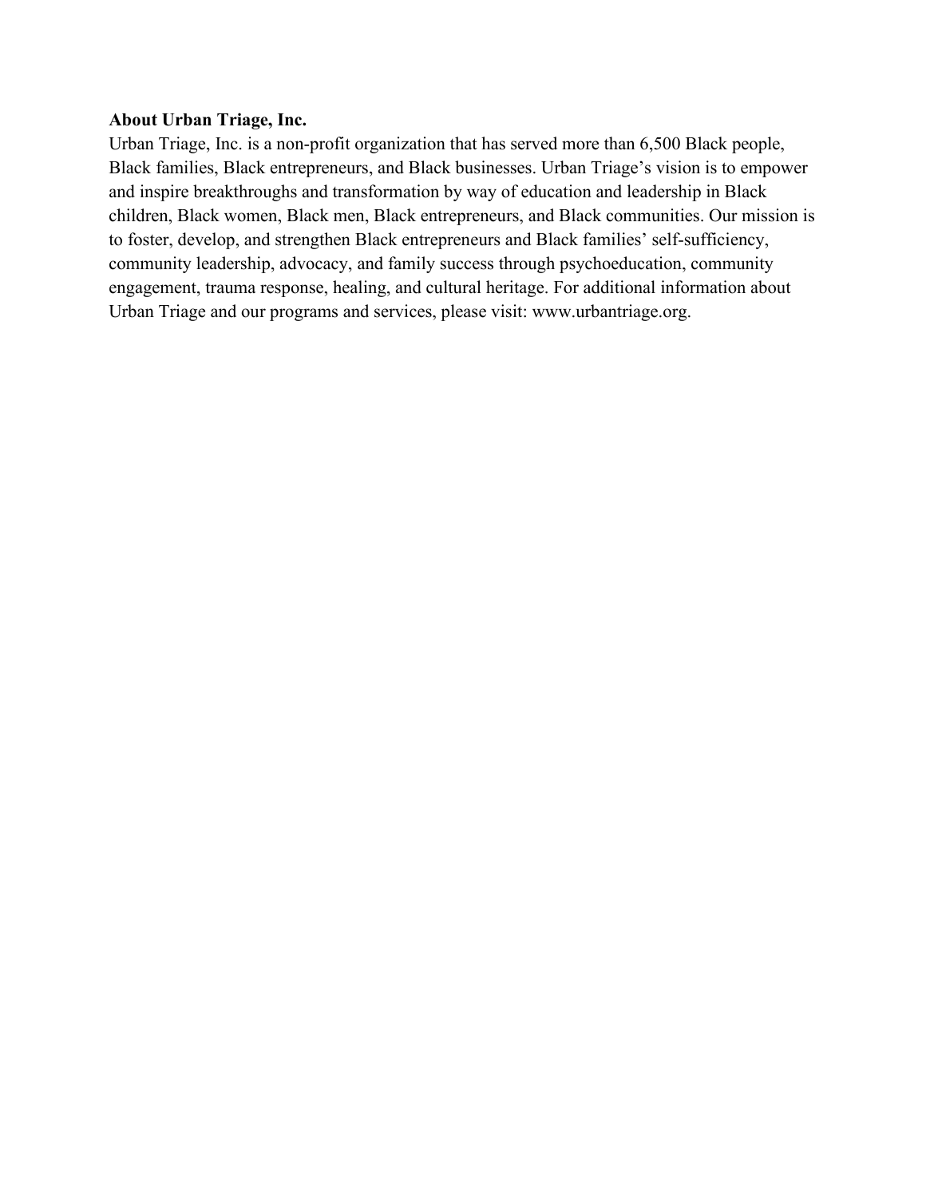**About Urban Triage, Inc.**

Urban Triage, Inc. is a non-profit organization that has served more than 6,500 Black people, Black families, Black entrepreneurs, and Black businesses. Urban Triage's vision is to empower and inspire breakthroughs and transformation by way of education and leadership in Black children, Black women, Black men, Black entrepreneurs, and Black communities. Our mission is to foster, develop, and strengthen Black entrepreneurs and Black families' self-sufficiency, community leadership, advocacy, and family success through psychoeducation, community engagement, trauma response, healing, and cultural heritage. For additional information about Urban Triage and our programs and services, please visit: www.urbantriage.org.